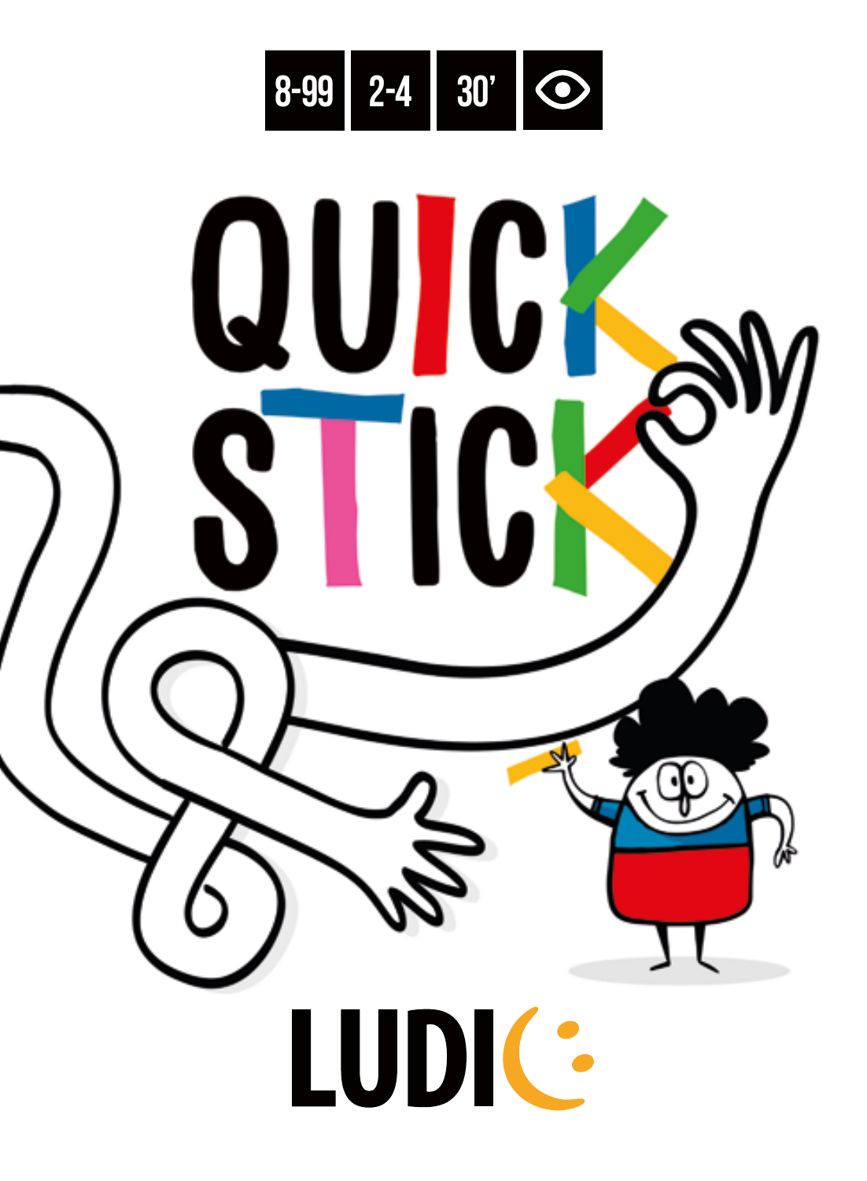8-99 | 2-4 | 30’

# QUICK STICK

LUDIC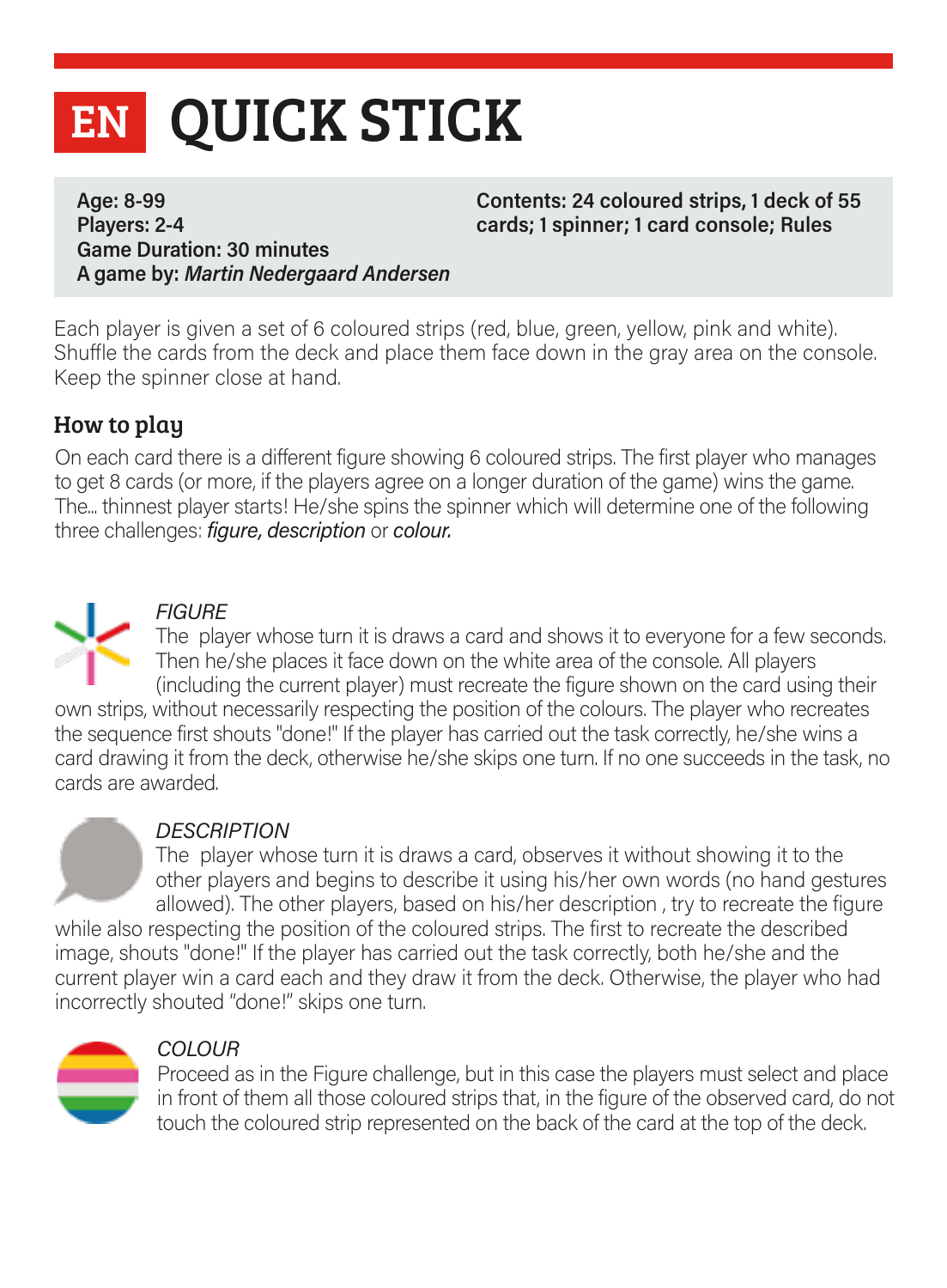# EN QUICK STICK

**Age: 8-99**
**Players: 2-4**
**Game Duration: 30 minutes**
**A game by:** ***Martin Nedergaard Andersen***

**Contents: 24 coloured strips, 1 deck of 55 cards; 1 spinner; 1 card console; Rules**

Each player is given a set of 6 coloured strips (red, blue, green, yellow, pink and white). Shuffle the cards from the deck and place them face down in the gray area on the console. Keep the spinner close at hand.

## How to play

On each card there is a different figure showing 6 coloured strips. The first player who manages to get 8 cards (or more, if the players agree on a longer duration of the game) wins the game. The... thinnest player starts! He/she spins the spinner which will determine one of the following three challenges: *figure, description* or *colour.*

### *FIGURE*

The player whose turn it is draws a card and shows it to everyone for a few seconds. Then he/she places it face down on the white area of the console. All players (including the current player) must recreate the figure shown on the card using their own strips, without necessarily respecting the position of the colours. The player who recreates the sequence first shouts "done!" If the player has carried out the task correctly, he/she wins a card drawing it from the deck, otherwise he/she skips one turn. If no one succeeds in the task, no cards are awarded.

### *DESCRIPTION*

The player whose turn it is draws a card, observes it without showing it to the other players and begins to describe it using his/her own words (no hand gestures allowed). The other players, based on his/her description , try to recreate the figure while also respecting the position of the coloured strips. The first to recreate the described image, shouts "done!" If the player has carried out the task correctly, both he/she and the current player win a card each and they draw it from the deck. Otherwise, the player who had incorrectly shouted "done!" skips one turn.

### *COLOUR*

Proceed as in the Figure challenge, but in this case the players must select and place in front of them all those coloured strips that, in the figure of the observed card, do not touch the coloured strip represented on the back of the card at the top of the deck.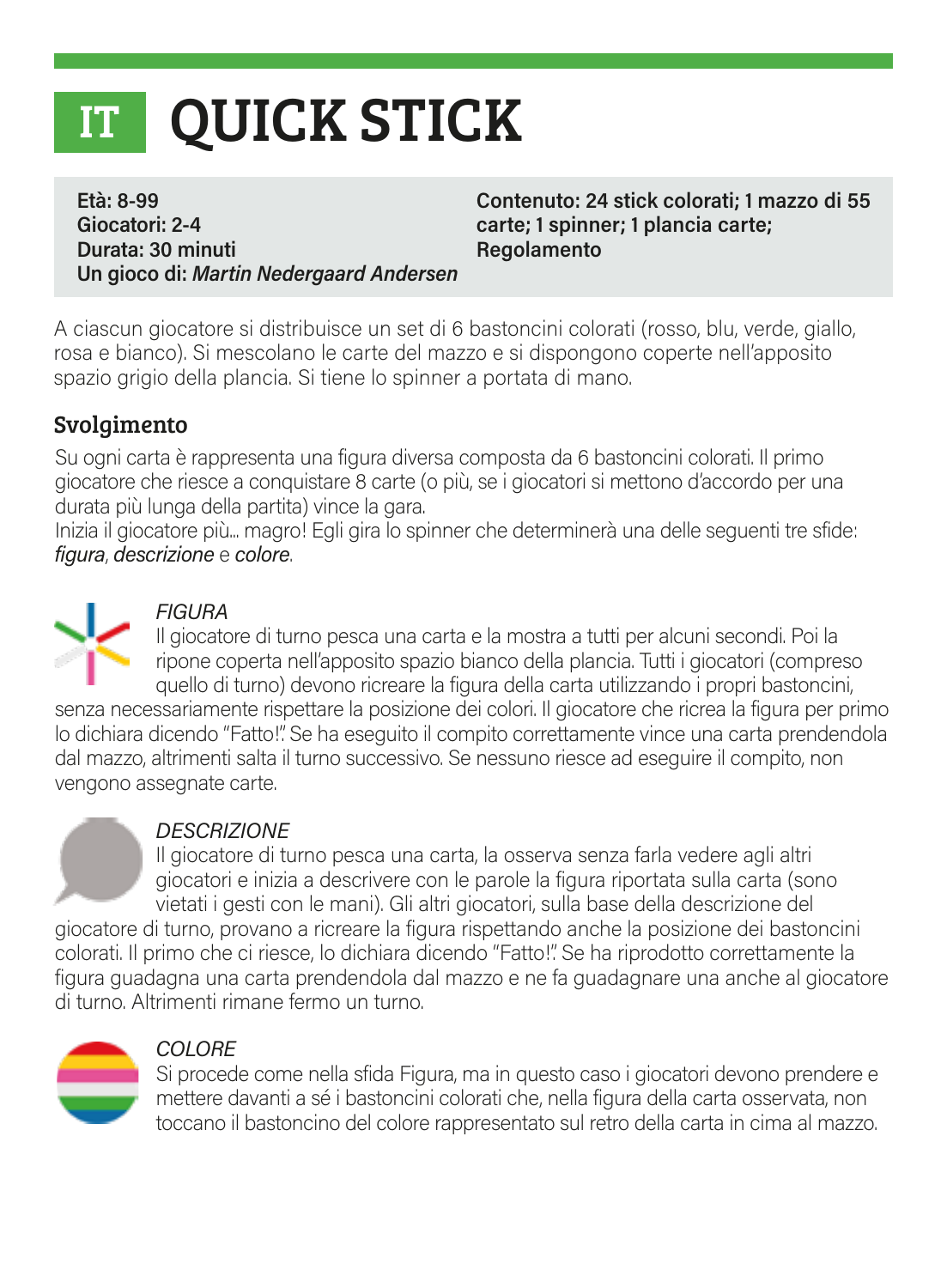# IT QUICK STICK

**Età: 8-99**
**Giocatori: 2-4**
**Durata: 30 minuti**
**Un gioco di: *Martin Nedergaard Andersen***

**Contenuto: 24 stick colorati; 1 mazzo di 55 carte; 1 spinner; 1 plancia carte; Regolamento**

A ciascun giocatore si distribuisce un set di 6 bastoncini colorati (rosso, blu, verde, giallo, rosa e bianco). Si mescolano le carte del mazzo e si dispongono coperte nell'apposito spazio grigio della plancia. Si tiene lo spinner a portata di mano.

## Svolgimento

Su ogni carta è rappresenta una figura diversa composta da 6 bastoncini colorati. Il primo giocatore che riesce a conquistare 8 carte (o più, se i giocatori si mettono d'accordo per una durata più lunga della partita) vince la gara.
Inizia il giocatore più... magro! Egli gira lo spinner che determinerà una delle seguenti tre sfide: *figura*, *descrizione* e *colore*.

*FIGURA*
Il giocatore di turno pesca una carta e la mostra a tutti per alcuni secondi. Poi la ripone coperta nell'apposito spazio bianco della plancia. Tutti i giocatori (compreso quello di turno) devono ricreare la figura della carta utilizzando i propri bastoncini, senza necessariamente rispettare la posizione dei colori. Il giocatore che ricrea la figura per primo lo dichiara dicendo "Fatto!". Se ha eseguito il compito correttamente vince una carta prendendola dal mazzo, altrimenti salta il turno successivo. Se nessuno riesce ad eseguire il compito, non vengono assegnate carte.

*DESCRIZIONE*
Il giocatore di turno pesca una carta, la osserva senza farla vedere agli altri giocatori e inizia a descrivere con le parole la figura riportata sulla carta (sono vietati i gesti con le mani). Gli altri giocatori, sulla base della descrizione del giocatore di turno, provano a ricreare la figura rispettando anche la posizione dei bastoncini colorati. Il primo che ci riesce, lo dichiara dicendo "Fatto!". Se ha riprodotto correttamente la figura guadagna una carta prendendola dal mazzo e ne fa guadagnare una anche al giocatore di turno. Altrimenti rimane fermo un turno.

*COLORE*
Si procede come nella sfida Figura, ma in questo caso i giocatori devono prendere e mettere davanti a sé i bastoncini colorati che, nella figura della carta osservata, non toccano il bastoncino del colore rappresentato sul retro della carta in cima al mazzo.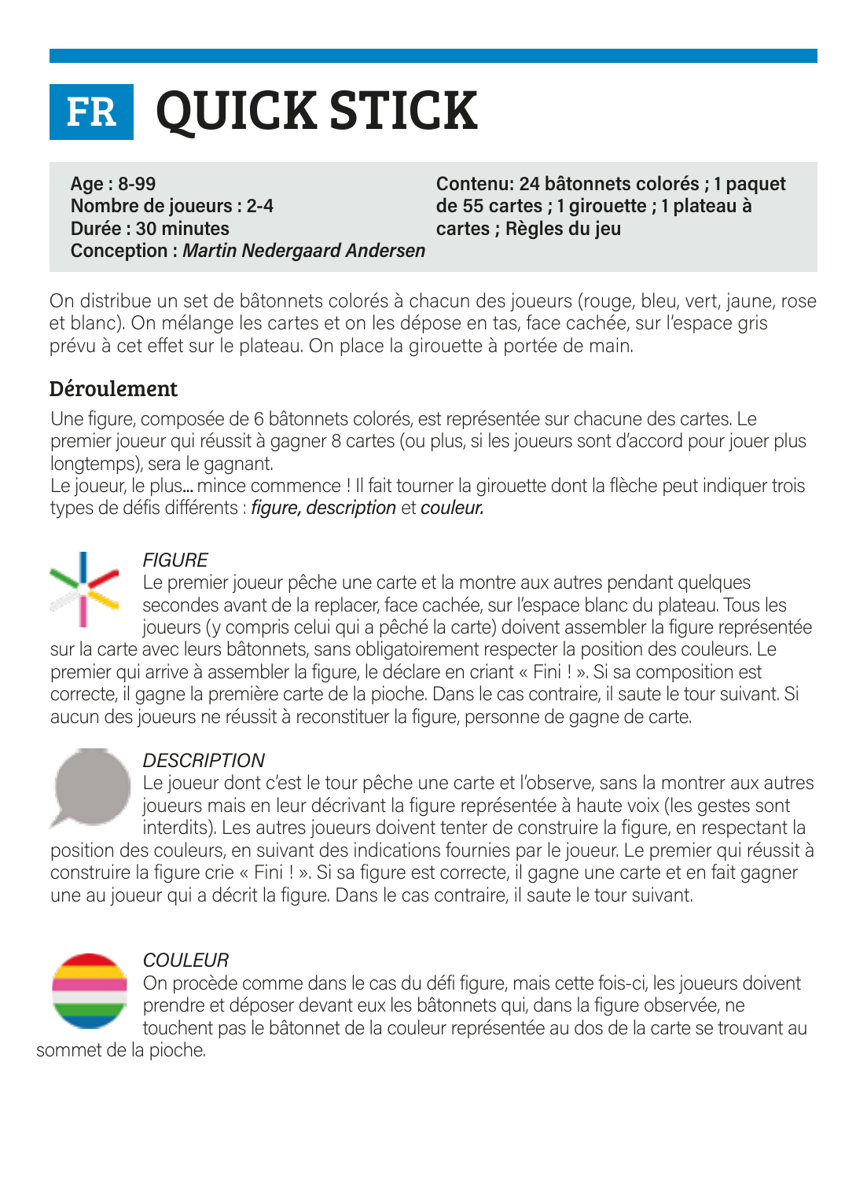# FR QUICK STICK

**Age : 8-99**
**Nombre de joueurs : 2-4**
**Durée : 30 minutes**
**Conception :** ***Martin Nedergaard Andersen***

**Contenu: 24 bâtonnets colorés ; 1 paquet de 55 cartes ; 1 girouette ; 1 plateau à cartes ; Règles du jeu**

On distribue un set de bâtonnets colorés à chacun des joueurs (rouge, bleu, vert, jaune, rose et blanc). On mélange les cartes et on les dépose en tas, face cachée, sur l'espace gris prévu à cet effet sur le plateau. On place la girouette à portée de main.

## Déroulement

Une figure, composée de 6 bâtonnets colorés, est représentée sur chacune des cartes. Le premier joueur qui réussit à gagner 8 cartes (ou plus, si les joueurs sont d'accord pour jouer plus longtemps), sera le gagnant.
Le joueur, le plus... mince commence ! Il fait tourner la girouette dont la flèche peut indiquer trois types de défis différents : *figure, description* et *couleur.*

### *FIGURE*

Le premier joueur pêche une carte et la montre aux autres pendant quelques secondes avant de la replacer, face cachée, sur l'espace blanc du plateau. Tous les joueurs (y compris celui qui a pêché la carte) doivent assembler la figure représentée sur la carte avec leurs bâtonnets, sans obligatoirement respecter la position des couleurs. Le premier qui arrive à assembler la figure, le déclare en criant « Fini ! ». Si sa composition est correcte, il gagne la première carte de la pioche. Dans le cas contraire, il saute le tour suivant. Si aucun des joueurs ne réussit à reconstituer la figure, personne de gagne de carte.

### *DESCRIPTION*

Le joueur dont c'est le tour pêche une carte et l'observe, sans la montrer aux autres joueurs mais en leur décrivant la figure représentée à haute voix (les gestes sont interdits). Les autres joueurs doivent tenter de construire la figure, en respectant la position des couleurs, en suivant des indications fournies par le joueur. Le premier qui réussit à construire la figure crie « Fini ! ». Si sa figure est correcte, il gagne une carte et en fait gagner une au joueur qui a décrit la figure. Dans le cas contraire, il saute le tour suivant.

### *COULEUR*

On procède comme dans le cas du défi figure, mais cette fois-ci, les joueurs doivent prendre et déposer devant eux les bâtonnets qui, dans la figure observée, ne touchent pas le bâtonnet de la couleur représentée au dos de la carte se trouvant au sommet de la pioche.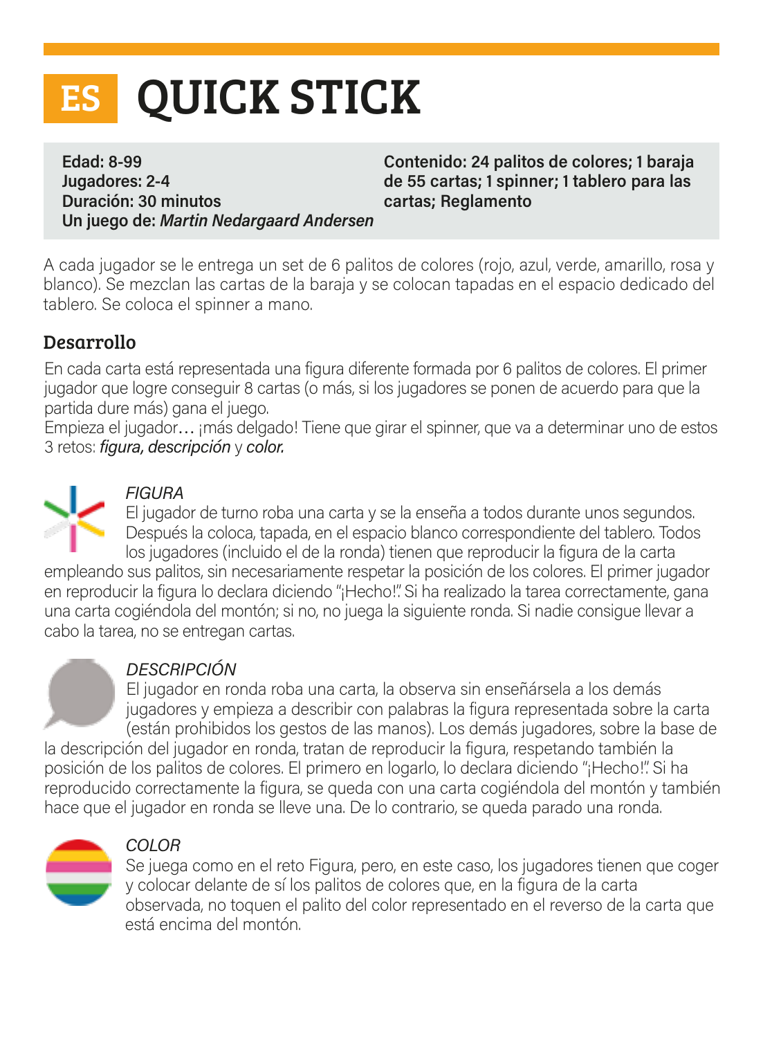# ES QUICK STICK

**Edad: 8-99**
**Jugadores: 2-4**
**Duración: 30 minutos**
**Un juego de: *Martin Nedargaard Andersen***

**Contenido: 24 palitos de colores; 1 baraja de 55 cartas; 1 spinner; 1 tablero para las cartas; Reglamento**

A cada jugador se le entrega un set de 6 palitos de colores (rojo, azul, verde, amarillo, rosa y blanco). Se mezclan las cartas de la baraja y se colocan tapadas en el espacio dedicado del tablero. Se coloca el spinner a mano.

## Desarrollo

En cada carta está representada una figura diferente formada por 6 palitos de colores. El primer jugador que logre conseguir 8 cartas (o más, si los jugadores se ponen de acuerdo para que la partida dure más) gana el juego.
Empieza el jugador… ¡más delgado! Tiene que girar el spinner, que va a determinar uno de estos 3 retos: *figura, descripción* y *color.*

*FIGURA*

El jugador de turno roba una carta y se la enseña a todos durante unos segundos. Después la coloca, tapada, en el espacio blanco correspondiente del tablero. Todos los jugadores (incluido el de la ronda) tienen que reproducir la figura de la carta empleando sus palitos, sin necesariamente respetar la posición de los colores. El primer jugador en reproducir la figura lo declara diciendo "¡Hecho!". Si ha realizado la tarea correctamente, gana una carta cogiéndola del montón; si no, no juega la siguiente ronda. Si nadie consigue llevar a cabo la tarea, no se entregan cartas.

*DESCRIPCIÓN*

El jugador en ronda roba una carta, la observa sin enseñársela a los demás jugadores y empieza a describir con palabras la figura representada sobre la carta (están prohibidos los gestos de las manos). Los demás jugadores, sobre la base de la descripción del jugador en ronda, tratan de reproducir la figura, respetando también la posición de los palitos de colores. El primero en lograrlo, lo declara diciendo "¡Hecho!". Si ha reproducido correctamente la figura, se queda con una carta cogiéndola del montón y también hace que el jugador en ronda se lleve una. De lo contrario, se queda parado una ronda.

*COLOR*

Se juega como en el reto Figura, pero, en este caso, los jugadores tienen que coger y colocar delante de sí los palitos de colores que, en la figura de la carta observada, no toquen el palito del color representado en el reverso de la carta que está encima del montón.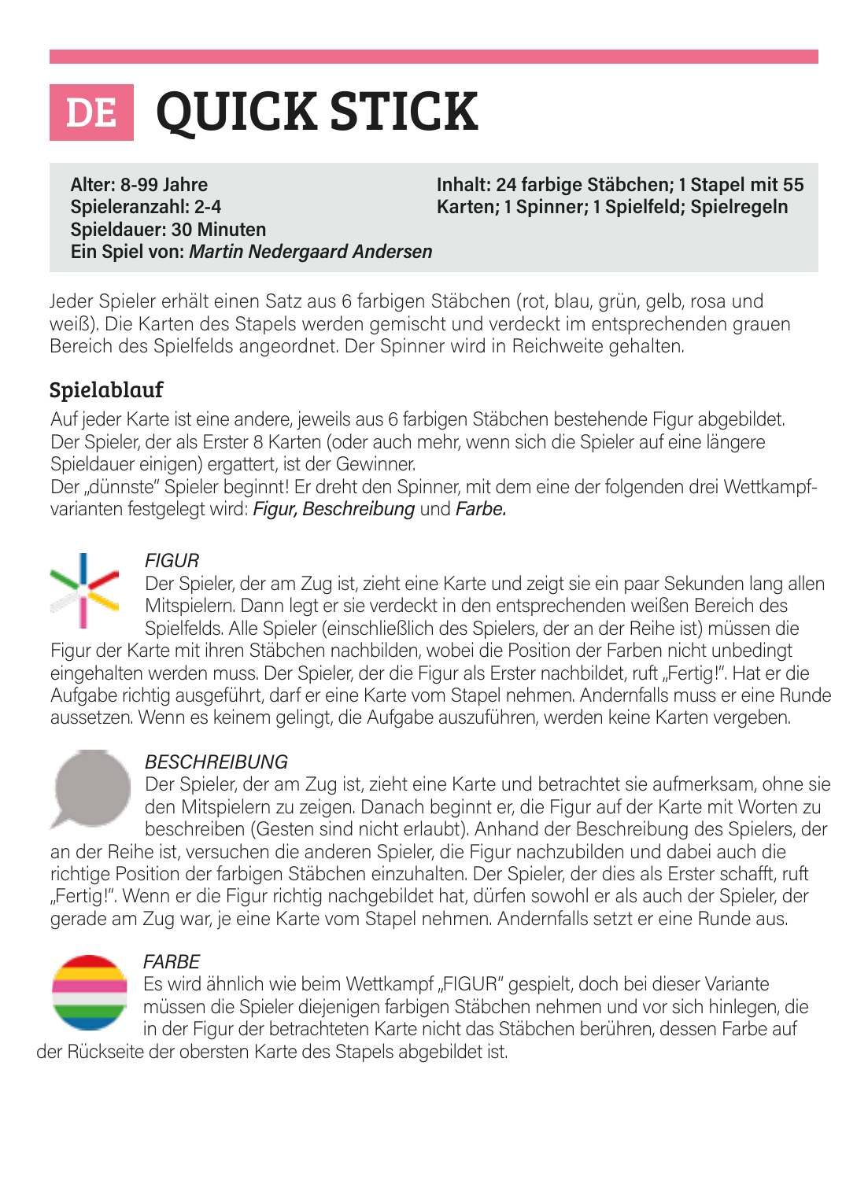# DE QUICK STICK

**Alter: 8-99 Jahre**
**Spieleranzahl: 2-4**
**Spieldauer: 30 Minuten**
**Ein Spiel von: *Martin Nedergaard Andersen***

**Inhalt: 24 farbige Stäbchen; 1 Stapel mit 55 Karten; 1 Spinner; 1 Spielfeld; Spielregeln**

Jeder Spieler erhält einen Satz aus 6 farbigen Stäbchen (rot, blau, grün, gelb, rosa und weiß). Die Karten des Stapels werden gemischt und verdeckt im entsprechenden grauen Bereich des Spielfelds angeordnet. Der Spinner wird in Reichweite gehalten.

## Spielablauf

Auf jeder Karte ist eine andere, jeweils aus 6 farbigen Stäbchen bestehende Figur abgebildet. Der Spieler, der als Erster 8 Karten (oder auch mehr, wenn sich die Spieler auf eine längere Spieldauer einigen) ergattert, ist der Gewinner.

Der „dünnste" Spieler beginnt! Er dreht den Spinner, mit dem eine der folgenden drei Wettkampfvarianten festgelegt wird: *Figur, Beschreibung* und *Farbe.*

### *FIGUR*

Der Spieler, der am Zug ist, zieht eine Karte und zeigt sie ein paar Sekunden lang allen Mitspielern. Dann legt er sie verdeckt in den entsprechenden weißen Bereich des Spielfelds. Alle Spieler (einschließlich des Spielers, der an der Reihe ist) müssen die Figur der Karte mit ihren Stäbchen nachbilden, wobei die Position der Farben nicht unbedingt eingehalten werden muss. Der Spieler, der die Figur als Erster nachbildet, ruft „Fertig!". Hat er die Aufgabe richtig ausgeführt, darf er eine Karte vom Stapel nehmen. Andernfalls muss er eine Runde aussetzen. Wenn es keinem gelingt, die Aufgabe auszuführen, werden keine Karten vergeben.

### *BESCHREIBUNG*

Der Spieler, der am Zug ist, zieht eine Karte und betrachtet sie aufmerksam, ohne sie den Mitspielern zu zeigen. Danach beginnt er, die Figur auf der Karte mit Worten zu beschreiben (Gesten sind nicht erlaubt). Anhand der Beschreibung des Spielers, der an der Reihe ist, versuchen die anderen Spieler, die Figur nachzubilden und dabei auch die richtige Position der farbigen Stäbchen einzuhalten. Der Spieler, der dies als Erster schafft, ruft „Fertig!". Wenn er die Figur richtig nachgebildet hat, dürfen sowohl er als auch der Spieler, der gerade am Zug war, je eine Karte vom Stapel nehmen. Andernfalls setzt er eine Runde aus.

### *FARBE*

Es wird ähnlich wie beim Wettkampf „FIGUR" gespielt, doch bei dieser Variante müssen die Spieler diejenigen farbigen Stäbchen nehmen und vor sich hinlegen, die in der Figur der betrachteten Karte nicht das Stäbchen berühren, dessen Farbe auf der Rückseite der obersten Karte des Stapels abgebildet ist.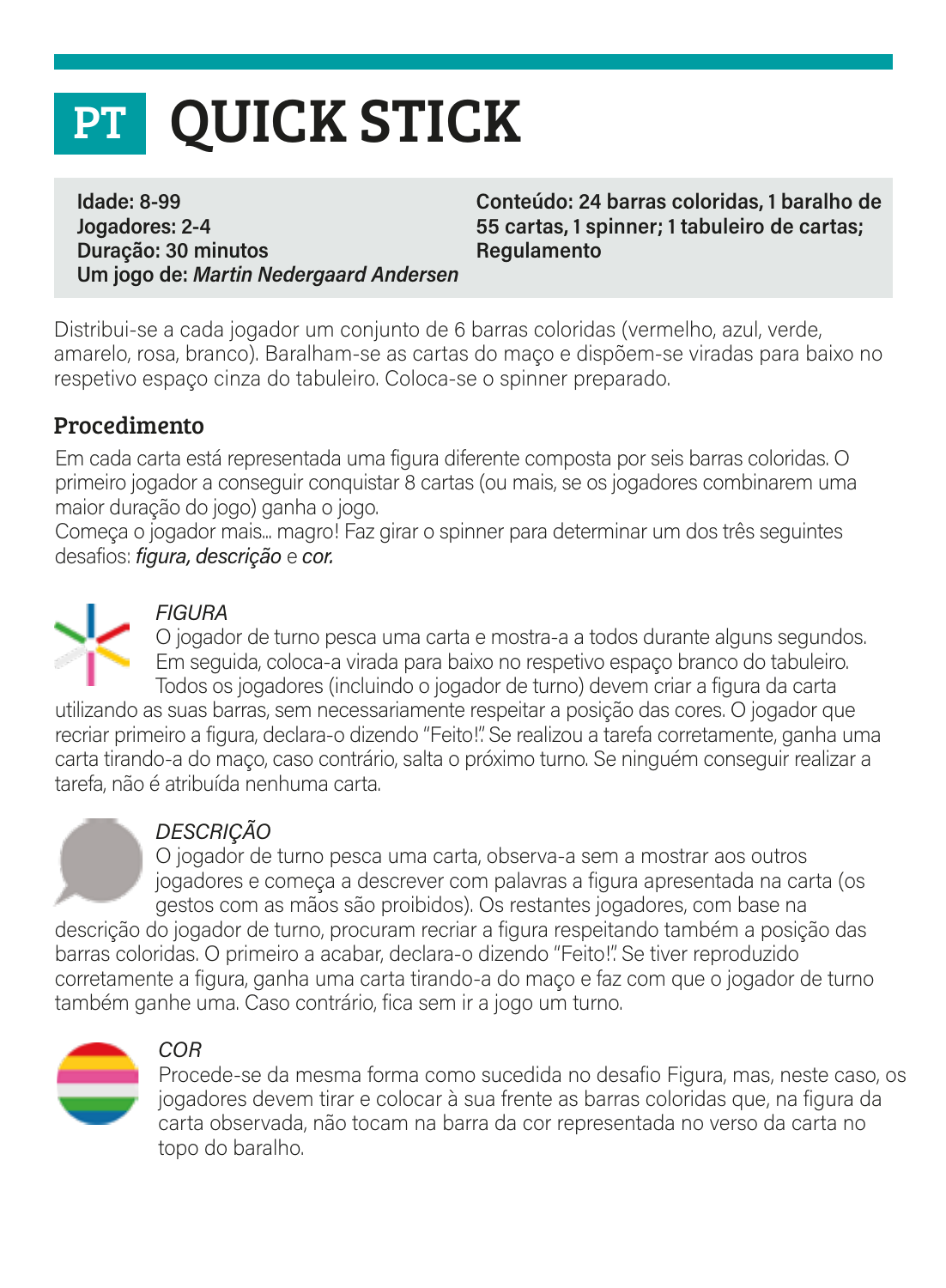# PT QUICK STICK

**Idade: 8-99**
**Jogadores: 2-4**
**Duração: 30 minutos**
**Um jogo de: *Martin Nedergaard Andersen***

**Conteúdo: 24 barras coloridas, 1 baralho de 55 cartas, 1 spinner; 1 tabuleiro de cartas; Regulamento**

Distribui-se a cada jogador um conjunto de 6 barras coloridas (vermelho, azul, verde, amarelo, rosa, branco). Baralham-se as cartas do maço e dispõem-se viradas para baixo no respetivo espaço cinza do tabuleiro. Coloca-se o spinner preparado.

## Procedimento

Em cada carta está representada uma figura diferente composta por seis barras coloridas. O primeiro jogador a conseguir conquistar 8 cartas (ou mais, se os jogadores combinarem uma maior duração do jogo) ganha o jogo.
Começa o jogador mais... magro! Faz girar o spinner para determinar um dos três seguintes desafios: *figura, descrição* e *cor.*

*FIGURA*
O jogador de turno pesca uma carta e mostra-a a todos durante alguns segundos. Em seguida, coloca-a virada para baixo no respetivo espaço branco do tabuleiro. Todos os jogadores (incluindo o jogador de turno) devem criar a figura da carta utilizando as suas barras, sem necessariamente respeitar a posição das cores. O jogador que recriar primeiro a figura, declara-o dizendo "Feito!". Se realizou a tarefa corretamente, ganha uma carta tirando-a do maço, caso contrário, salta o próximo turno. Se ninguém conseguir realizar a tarefa, não é atribuída nenhuma carta.

*DESCRIÇÃO*
O jogador de turno pesca uma carta, observa-a sem a mostrar aos outros jogadores e começa a descrever com palavras a figura apresentada na carta (os gestos com as mãos são proibidos). Os restantes jogadores, com base na descrição do jogador de turno, procuram recriar a figura respeitando também a posição das barras coloridas. O primeiro a acabar, declara-o dizendo "Feito!". Se tiver reproduzido corretamente a figura, ganha uma carta tirando-a do maço e faz com que o jogador de turno também ganhe uma. Caso contrário, fica sem ir a jogo um turno.

*COR*
Procede-se da mesma forma como sucedida no desafio Figura, mas, neste caso, os jogadores devem tirar e colocar à sua frente as barras coloridas que, na figura da carta observada, não tocam na barra da cor representada no verso da carta no topo do baralho.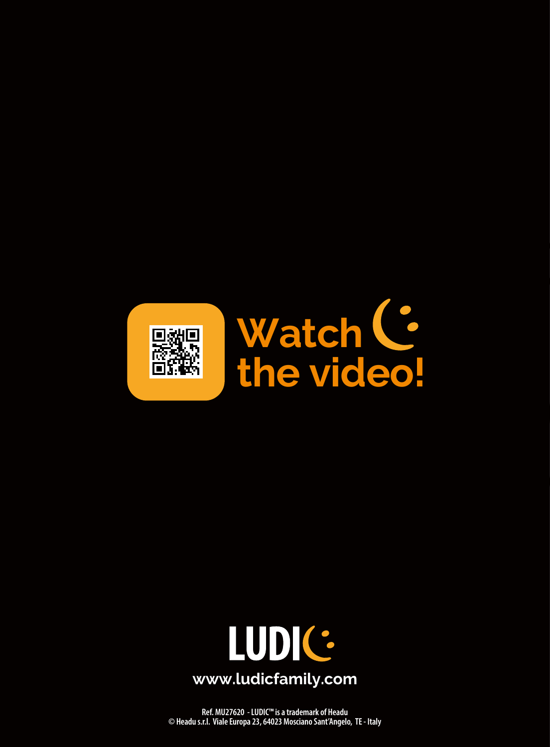Watch the video!

LUDIC

www.ludicfamily.com

Ref. MU27620 - LUDIC™ is a trademark of Headu
© Headu s.r.l. Viale Europa 23, 64023 Mosciano Sant'Angelo, TE - Italy